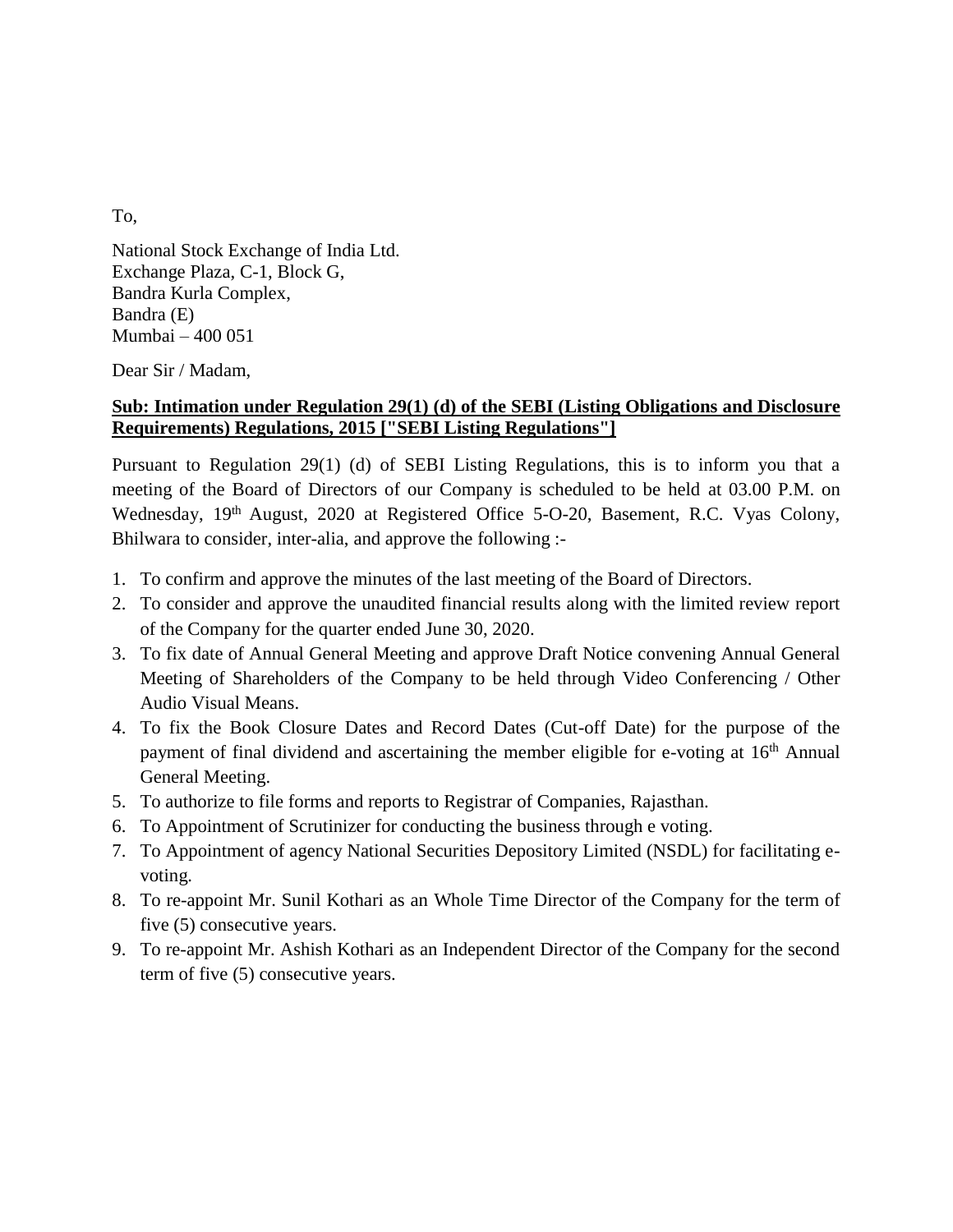To,

National Stock Exchange of India Ltd.
Exchange Plaza, C-1, Block G,
Bandra Kurla Complex,
Bandra (E)
Mumbai – 400 051

Dear Sir / Madam,

**Sub: Intimation under Regulation 29(1) (d) of the SEBI (Listing Obligations and Disclosure Requirements) Regulations, 2015 ["SEBI Listing Regulations"]**

Pursuant to Regulation 29(1) (d) of SEBI Listing Regulations, this is to inform you that a meeting of the Board of Directors of our Company is scheduled to be held at 03.00 P.M. on Wednesday, 19th August, 2020 at Registered Office 5-O-20, Basement, R.C. Vyas Colony, Bhilwara to consider, inter-alia, and approve the following :-

1. To confirm and approve the minutes of the last meeting of the Board of Directors.
2. To consider and approve the unaudited financial results along with the limited review report of the Company for the quarter ended June 30, 2020.
3. To fix date of Annual General Meeting and approve Draft Notice convening Annual General Meeting of Shareholders of the Company to be held through Video Conferencing / Other Audio Visual Means.
4. To fix the Book Closure Dates and Record Dates (Cut-off Date) for the purpose of the payment of final dividend and ascertaining the member eligible for e-voting at 16th Annual General Meeting.
5. To authorize to file forms and reports to Registrar of Companies, Rajasthan.
6. To Appointment of Scrutinizer for conducting the business through e voting.
7. To Appointment of agency National Securities Depository Limited (NSDL) for facilitating e-voting.
8. To re-appoint Mr. Sunil Kothari as an Whole Time Director of the Company for the term of five (5) consecutive years.
9. To re-appoint Mr. Ashish Kothari as an Independent Director of the Company for the second term of five (5) consecutive years.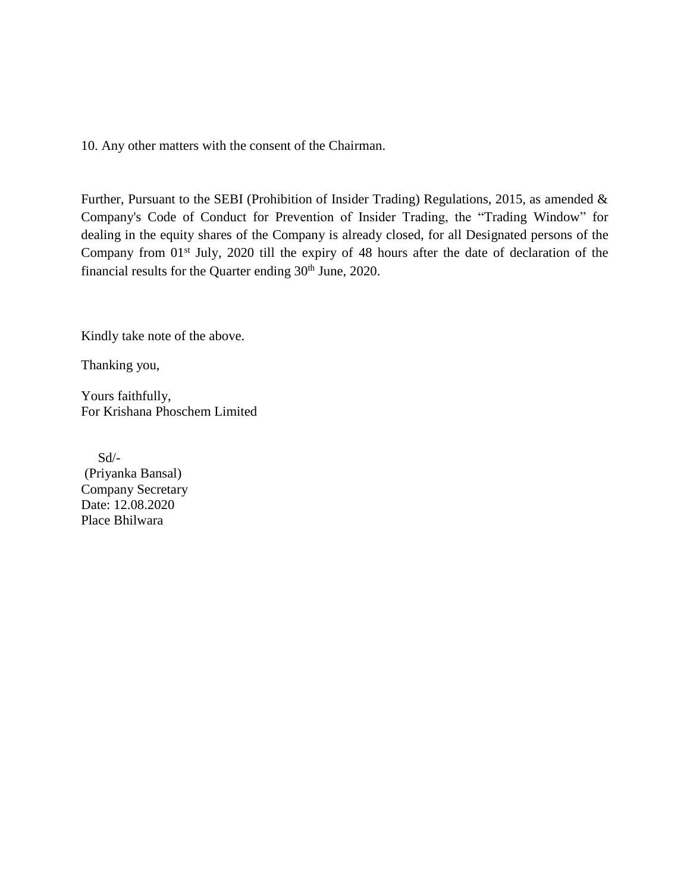10. Any other matters with the consent of the Chairman.

Further, Pursuant to the SEBI (Prohibition of Insider Trading) Regulations, 2015, as amended & Company's Code of Conduct for Prevention of Insider Trading, the "Trading Window" for dealing in the equity shares of the Company is already closed, for all Designated persons of the Company from 01st July, 2020 till the expiry of 48 hours after the date of declaration of the financial results for the Quarter ending 30th June, 2020.

Kindly take note of the above.

Thanking you,

Yours faithfully,
For Krishana Phoschem Limited

Sd/-
(Priyanka Bansal)
Company Secretary
Date: 12.08.2020
Place Bhilwara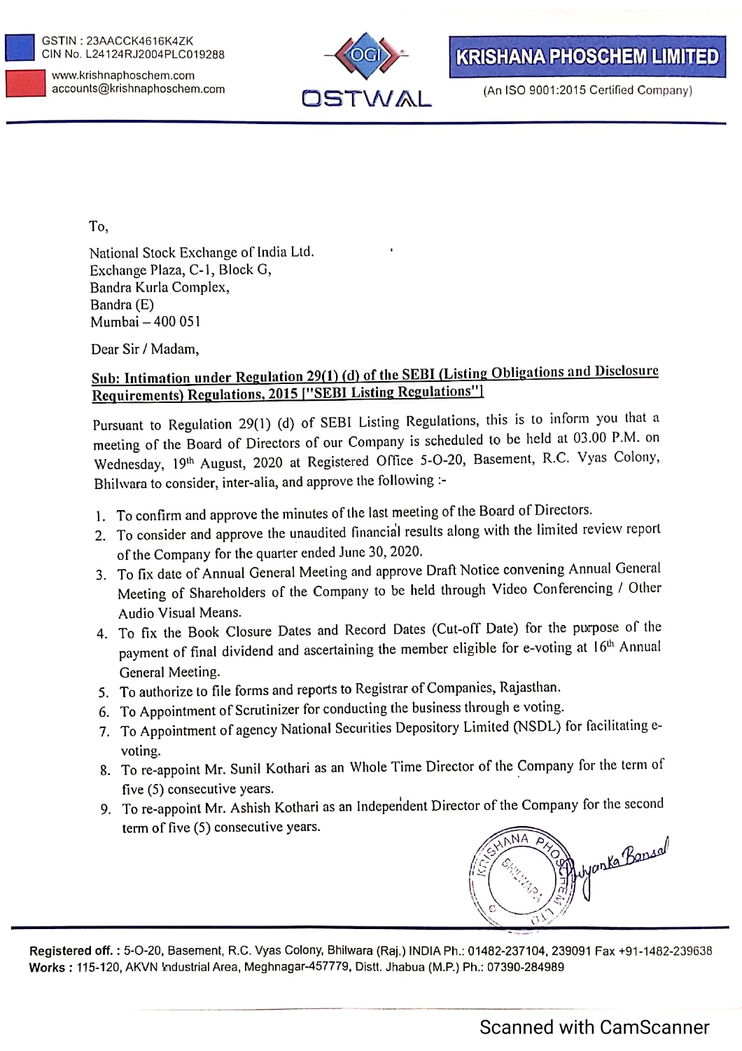GSTIN : 23AACCK4616K4ZK
CIN No. L24124RJ2004PLC019288
www.krishnaphoschem.com
accounts@krishnaphoschem.com

OGI OSTWAL

**KRISHANA PHOSCHEM LIMITED**

(An ISO 9001:2015 Certified Company)

To,

National Stock Exchange of India Ltd.
Exchange Plaza, C-1, Block G,
Bandra Kurla Complex,
Bandra (E)
Mumbai – 400 051

Dear Sir / Madam,

**Sub: Intimation under Regulation 29(1) (d) of the SEBI (Listing Obligations and Disclosure Requirements) Regulations, 2015 ["SEBI Listing Regulations"]**

Pursuant to Regulation 29(1) (d) of SEBI Listing Regulations, this is to inform you that a meeting of the Board of Directors of our Company is scheduled to be held at 03.00 P.M. on Wednesday, 19th August, 2020 at Registered Office 5-O-20, Basement, R.C. Vyas Colony, Bhilwara to consider, inter-alia, and approve the following :-

1. To confirm and approve the minutes of the last meeting of the Board of Directors.
2. To consider and approve the unaudited financial results along with the limited review report of the Company for the quarter ended June 30, 2020.
3. To fix date of Annual General Meeting and approve Draft Notice convening Annual General Meeting of Shareholders of the Company to be held through Video Conferencing / Other Audio Visual Means.
4. To fix the Book Closure Dates and Record Dates (Cut-off Date) for the purpose of the payment of final dividend and ascertaining the member eligible for e-voting at 16th Annual General Meeting.
5. To authorize to file forms and reports to Registrar of Companies, Rajasthan.
6. To Appointment of Scrutinizer for conducting the business through e voting.
7. To Appointment of agency National Securities Depository Limited (NSDL) for facilitating e-voting.
8. To re-appoint Mr. Sunil Kothari as an Whole Time Director of the Company for the term of five (5) consecutive years.
9. To re-appoint Mr. Ashish Kothari as an Independent Director of the Company for the second term of five (5) consecutive years.

Priyanka Bansal

**Registered off. :** 5-O-20, Basement, R.C. Vyas Colony, Bhilwara (Raj.) INDIA Ph.: 01482-237104, 239091 Fax +91-1482-239638
**Works :** 115-120, AKVN Industrial Area, Meghnagar-457779, Distt. Jhabua (M.P.) Ph.: 07390-284989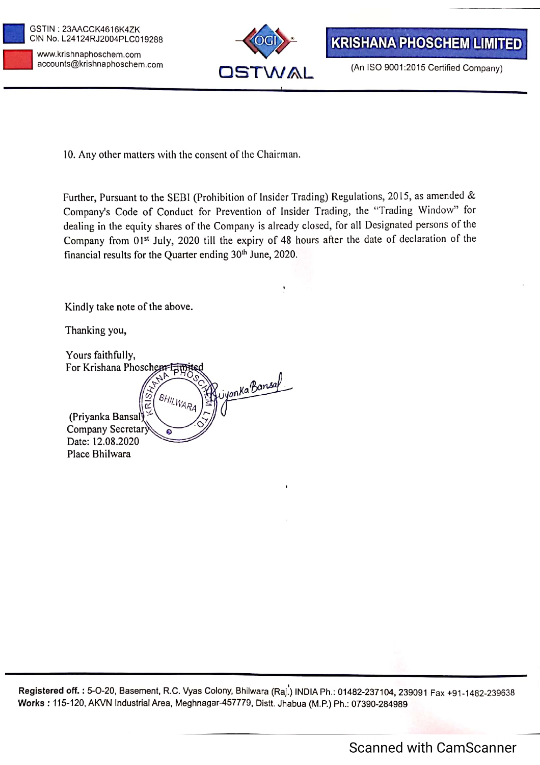GSTIN : 23AACCK4616K4ZK
CIN No. L24124RJ2004PLC019288
www.krishnaphoschem.com
accounts@krishnaphoschem.com

OSTWAL

**KRISHANA PHOSCHEM LIMITED**

(An ISO 9001:2015 Certified Company)

10. Any other matters with the consent of the Chairman.

Further, Pursuant to the SEBI (Prohibition of Insider Trading) Regulations, 2015, as amended & Company's Code of Conduct for Prevention of Insider Trading, the "Trading Window" for dealing in the equity shares of the Company is already closed, for all Designated persons of the Company from 01st July, 2020 till the expiry of 48 hours after the date of declaration of the financial results for the Quarter ending 30th June, 2020.

Kindly take note of the above.

Thanking you,

Yours faithfully,
For Krishana Phoschem Limited

(Priyanka Bansal)
Company Secretary
Date: 12.08.2020
Place Bhilwara

**Registered off. :** 5-O-20, Basement, R.C. Vyas Colony, Bhilwara (Raj.) INDIA Ph.: 01482-237104, 239091 Fax +91-1482-239638
**Works :** 115-120, AKVN Industrial Area, Meghnagar-457779, Distt. Jhabua (M.P.) Ph.: 07390-284989